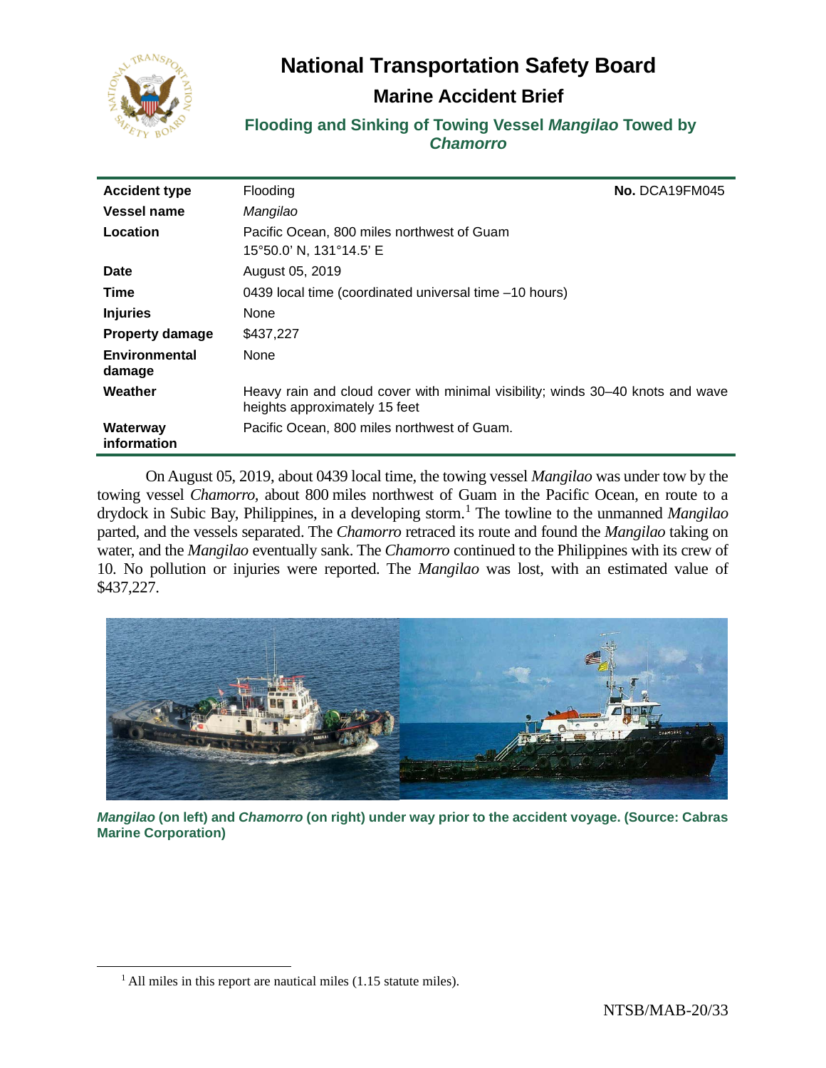# National Transportation Safety Board

## Marine Accident Brief

### Flooding and Sinking of Towing Vessel *Mangilao* Towed by *Chamorro*

| | | |
|---|---|---|
| **Accident type** | Flooding | **No.** DCA19FM045 |
| **Vessel name** | *Mangilao* | |
| **Location** | Pacific Ocean, 800 miles northwest of Guam<br>15°50.0' N, 131°14.5' E | |
| **Date** | August 05, 2019 | |
| **Time** | 0439 local time (coordinated universal time –10 hours) | |
| **Injuries** | None | |
| **Property damage** | $437,227 | |
| **Environmental damage** | None | |
| **Weather** | Heavy rain and cloud cover with minimal visibility; winds 30–40 knots and wave heights approximately 15 feet | |
| **Waterway information** | Pacific Ocean, 800 miles northwest of Guam. | |

On August 05, 2019, about 0439 local time, the towing vessel *Mangilao* was under tow by the towing vessel *Chamorro*, about 800 miles northwest of Guam in the Pacific Ocean, en route to a drydock in Subic Bay, Philippines, in a developing storm.[1] The towline to the unmanned *Mangilao* parted, and the vessels separated. The *Chamorro* retraced its route and found the *Mangilao* taking on water, and the *Mangilao* eventually sank. The *Chamorro* continued to the Philippines with its crew of 10. No pollution or injuries were reported. The *Mangilao* was lost, with an estimated value of $437,227.

***Mangilao* (on left) and *Chamorro* (on right) under way prior to the accident voyage. (Source: Cabras Marine Corporation)**

[1] All miles in this report are nautical miles (1.15 statute miles).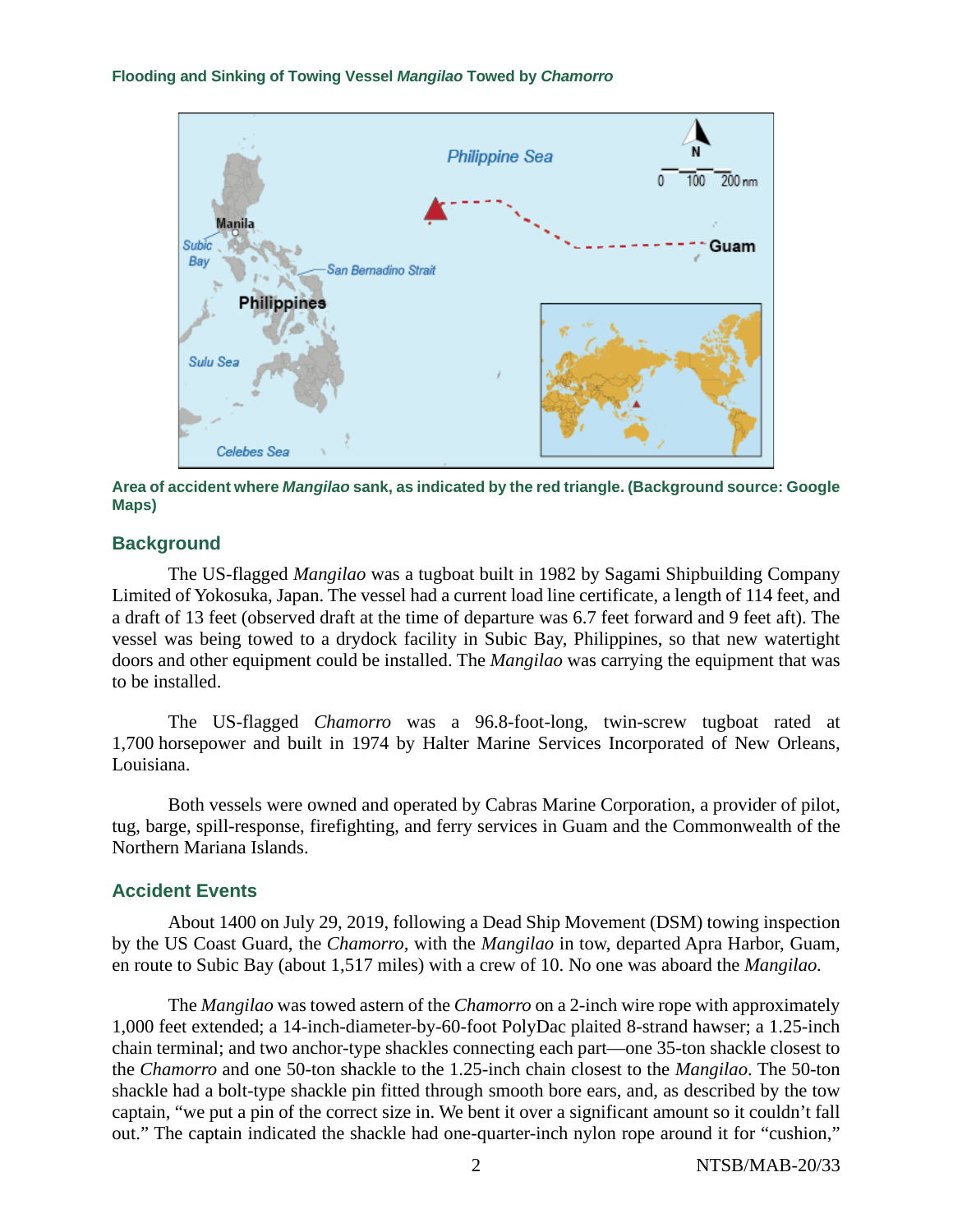Area of accident where *Mangilao* sank, as indicated by the red triangle. (Background source: Google Maps)

## Background

The US-flagged *Mangilao* was a tugboat built in 1982 by Sagami Shipbuilding Company Limited of Yokosuka, Japan. The vessel had a current load line certificate, a length of 114 feet, and a draft of 13 feet (observed draft at the time of departure was 6.7 feet forward and 9 feet aft). The vessel was being towed to a drydock facility in Subic Bay, Philippines, so that new watertight doors and other equipment could be installed. The *Mangilao* was carrying the equipment that was to be installed.

The US-flagged *Chamorro* was a 96.8-foot-long, twin-screw tugboat rated at 1,700 horsepower and built in 1974 by Halter Marine Services Incorporated of New Orleans, Louisiana.

Both vessels were owned and operated by Cabras Marine Corporation, a provider of pilot, tug, barge, spill-response, firefighting, and ferry services in Guam and the Commonwealth of the Northern Mariana Islands.

## Accident Events

About 1400 on July 29, 2019, following a Dead Ship Movement (DSM) towing inspection by the US Coast Guard, the *Chamorro,* with the *Mangilao* in tow, departed Apra Harbor, Guam, en route to Subic Bay (about 1,517 miles) with a crew of 10. No one was aboard the *Mangilao.*

The *Mangilao* was towed astern of the *Chamorro* on a 2-inch wire rope with approximately 1,000 feet extended; a 14-inch-diameter-by-60-foot PolyDac plaited 8-strand hawser; a 1.25-inch chain terminal; and two anchor-type shackles connecting each part—one 35-ton shackle closest to the *Chamorro* and one 50-ton shackle to the 1.25-inch chain closest to the *Mangilao*. The 50-ton shackle had a bolt-type shackle pin fitted through smooth bore ears, and, as described by the tow captain, "we put a pin of the correct size in. We bent it over a significant amount so it couldn't fall out." The captain indicated the shackle had one-quarter-inch nylon rope around it for "cushion,"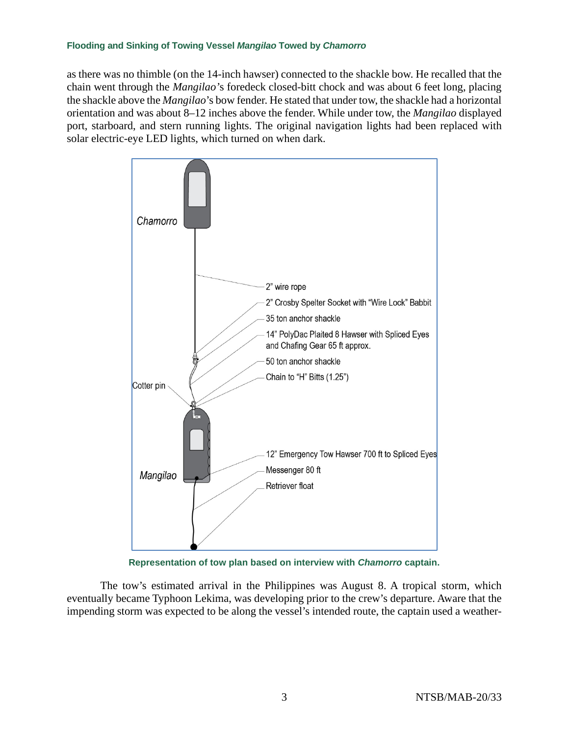as there was no thimble (on the 14-inch hawser) connected to the shackle bow. He recalled that the chain went through the *Mangilao*'s foredeck closed-bitt chock and was about 6 feet long, placing the shackle above the *Mangilao*'s bow fender. He stated that under tow, the shackle had a horizontal orientation and was about 8–12 inches above the fender. While under tow, the *Mangilao* displayed port, starboard, and stern running lights. The original navigation lights had been replaced with solar electric-eye LED lights, which turned on when dark.

Chamorro

2" wire rope

2" Crosby Spelter Socket with "Wire Lock" Babbit

35 ton anchor shackle

14" PolyDac Plaited 8 Hawser with Spliced Eyes and Chafing Gear 65 ft approx.

50 ton anchor shackle

Chain to "H" Bitts (1.25")

Cotter pin

Mangilao

12" Emergency Tow Hawser 700 ft to Spliced Eyes

Messenger 80 ft

Retriever float

**Representation of tow plan based on interview with *Chamorro* captain.**

The tow's estimated arrival in the Philippines was August 8. A tropical storm, which eventually became Typhoon Lekima, was developing prior to the crew's departure. Aware that the impending storm was expected to be along the vessel's intended route, the captain used a weather-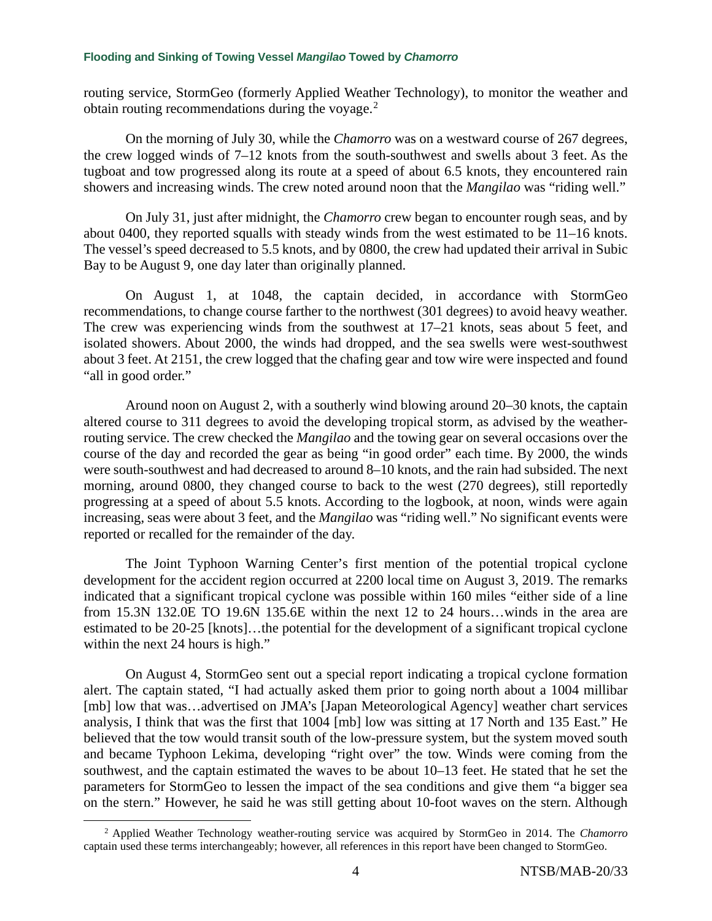routing service, StormGeo (formerly Applied Weather Technology), to monitor the weather and obtain routing recommendations during the voyage.[2]

On the morning of July 30, while the *Chamorro* was on a westward course of 267 degrees, the crew logged winds of 7–12 knots from the south-southwest and swells about 3 feet. As the tugboat and tow progressed along its route at a speed of about 6.5 knots, they encountered rain showers and increasing winds. The crew noted around noon that the *Mangilao* was "riding well."

On July 31, just after midnight, the *Chamorro* crew began to encounter rough seas, and by about 0400, they reported squalls with steady winds from the west estimated to be 11–16 knots. The vessel's speed decreased to 5.5 knots, and by 0800, the crew had updated their arrival in Subic Bay to be August 9, one day later than originally planned.

On August 1, at 1048, the captain decided, in accordance with StormGeo recommendations, to change course farther to the northwest (301 degrees) to avoid heavy weather. The crew was experiencing winds from the southwest at 17–21 knots, seas about 5 feet, and isolated showers. About 2000, the winds had dropped, and the sea swells were west-southwest about 3 feet. At 2151, the crew logged that the chafing gear and tow wire were inspected and found "all in good order."

Around noon on August 2, with a southerly wind blowing around 20–30 knots, the captain altered course to 311 degrees to avoid the developing tropical storm, as advised by the weather-routing service. The crew checked the *Mangilao* and the towing gear on several occasions over the course of the day and recorded the gear as being "in good order" each time. By 2000, the winds were south-southwest and had decreased to around 8–10 knots, and the rain had subsided. The next morning, around 0800, they changed course to back to the west (270 degrees), still reportedly progressing at a speed of about 5.5 knots. According to the logbook, at noon, winds were again increasing, seas were about 3 feet, and the *Mangilao* was "riding well." No significant events were reported or recalled for the remainder of the day.

The Joint Typhoon Warning Center's first mention of the potential tropical cyclone development for the accident region occurred at 2200 local time on August 3, 2019. The remarks indicated that a significant tropical cyclone was possible within 160 miles "either side of a line from 15.3N 132.0E TO 19.6N 135.6E within the next 12 to 24 hours…winds in the area are estimated to be 20-25 [knots]…the potential for the development of a significant tropical cyclone within the next 24 hours is high."

On August 4, StormGeo sent out a special report indicating a tropical cyclone formation alert. The captain stated, "I had actually asked them prior to going north about a 1004 millibar [mb] low that was…advertised on JMA's [Japan Meteorological Agency] weather chart services analysis, I think that was the first that 1004 [mb] low was sitting at 17 North and 135 East." He believed that the tow would transit south of the low-pressure system, but the system moved south and became Typhoon Lekima, developing "right over" the tow. Winds were coming from the southwest, and the captain estimated the waves to be about 10–13 feet. He stated that he set the parameters for StormGeo to lessen the impact of the sea conditions and give them "a bigger sea on the stern." However, he said he was still getting about 10-foot waves on the stern. Although

[2] Applied Weather Technology weather-routing service was acquired by StormGeo in 2014. The *Chamorro* captain used these terms interchangeably; however, all references in this report have been changed to StormGeo.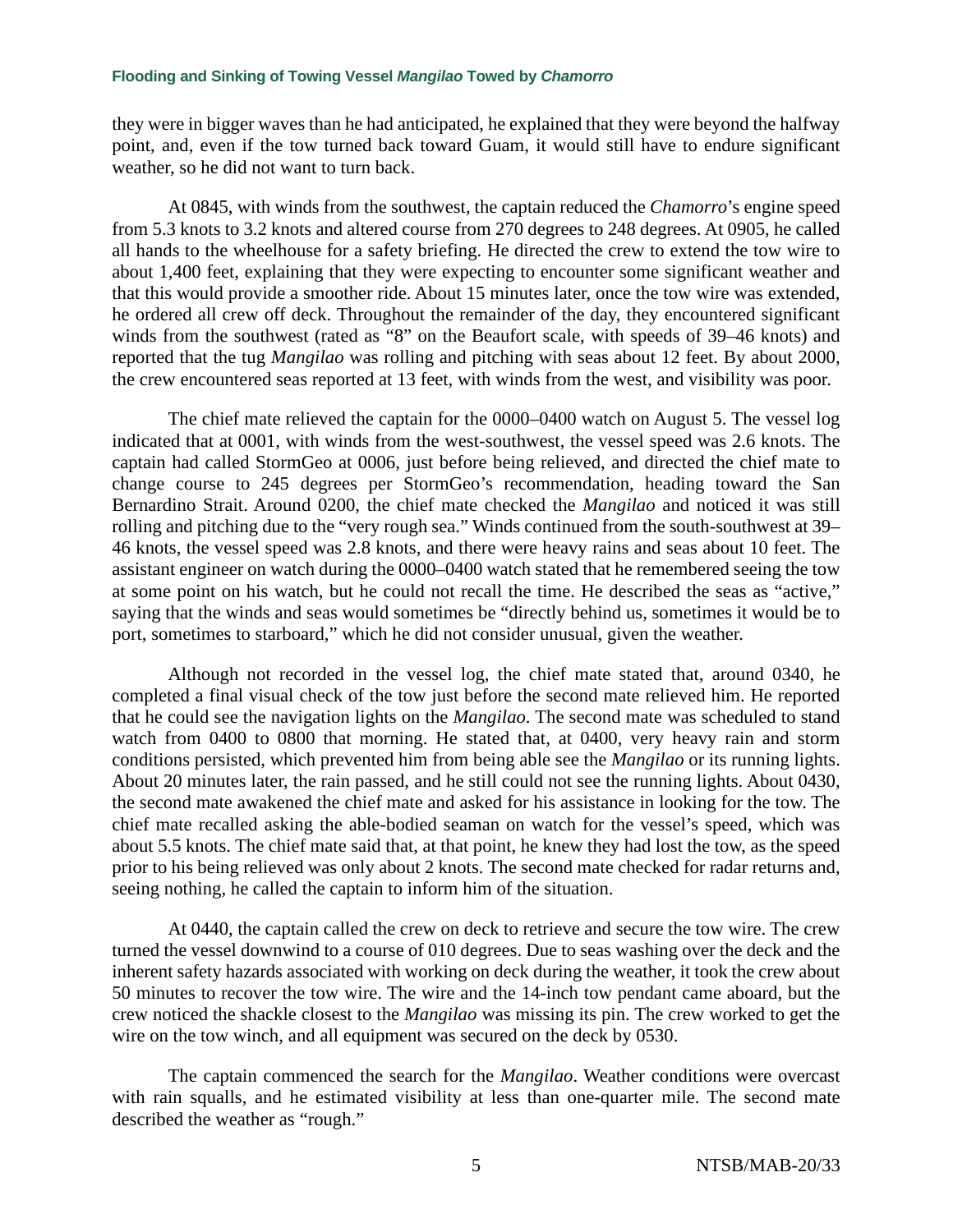they were in bigger waves than he had anticipated, he explained that they were beyond the halfway point, and, even if the tow turned back toward Guam, it would still have to endure significant weather, so he did not want to turn back.

At 0845, with winds from the southwest, the captain reduced the *Chamorro*'s engine speed from 5.3 knots to 3.2 knots and altered course from 270 degrees to 248 degrees. At 0905, he called all hands to the wheelhouse for a safety briefing. He directed the crew to extend the tow wire to about 1,400 feet, explaining that they were expecting to encounter some significant weather and that this would provide a smoother ride. About 15 minutes later, once the tow wire was extended, he ordered all crew off deck. Throughout the remainder of the day, they encountered significant winds from the southwest (rated as "8" on the Beaufort scale, with speeds of 39–46 knots) and reported that the tug *Mangilao* was rolling and pitching with seas about 12 feet. By about 2000, the crew encountered seas reported at 13 feet, with winds from the west, and visibility was poor.

The chief mate relieved the captain for the 0000–0400 watch on August 5. The vessel log indicated that at 0001, with winds from the west-southwest, the vessel speed was 2.6 knots. The captain had called StormGeo at 0006, just before being relieved, and directed the chief mate to change course to 245 degrees per StormGeo's recommendation, heading toward the San Bernardino Strait. Around 0200, the chief mate checked the *Mangilao* and noticed it was still rolling and pitching due to the "very rough sea." Winds continued from the south-southwest at 39–46 knots, the vessel speed was 2.8 knots, and there were heavy rains and seas about 10 feet. The assistant engineer on watch during the 0000–0400 watch stated that he remembered seeing the tow at some point on his watch, but he could not recall the time. He described the seas as "active," saying that the winds and seas would sometimes be "directly behind us, sometimes it would be to port, sometimes to starboard," which he did not consider unusual, given the weather.

Although not recorded in the vessel log, the chief mate stated that, around 0340, he completed a final visual check of the tow just before the second mate relieved him. He reported that he could see the navigation lights on the *Mangilao*. The second mate was scheduled to stand watch from 0400 to 0800 that morning. He stated that, at 0400, very heavy rain and storm conditions persisted, which prevented him from being able see the *Mangilao* or its running lights. About 20 minutes later, the rain passed, and he still could not see the running lights. About 0430, the second mate awakened the chief mate and asked for his assistance in looking for the tow. The chief mate recalled asking the able-bodied seaman on watch for the vessel's speed, which was about 5.5 knots. The chief mate said that, at that point, he knew they had lost the tow, as the speed prior to his being relieved was only about 2 knots. The second mate checked for radar returns and, seeing nothing, he called the captain to inform him of the situation.

At 0440, the captain called the crew on deck to retrieve and secure the tow wire. The crew turned the vessel downwind to a course of 010 degrees. Due to seas washing over the deck and the inherent safety hazards associated with working on deck during the weather, it took the crew about 50 minutes to recover the tow wire. The wire and the 14-inch tow pendant came aboard, but the crew noticed the shackle closest to the *Mangilao* was missing its pin. The crew worked to get the wire on the tow winch, and all equipment was secured on the deck by 0530.

The captain commenced the search for the *Mangilao*. Weather conditions were overcast with rain squalls, and he estimated visibility at less than one-quarter mile. The second mate described the weather as "rough."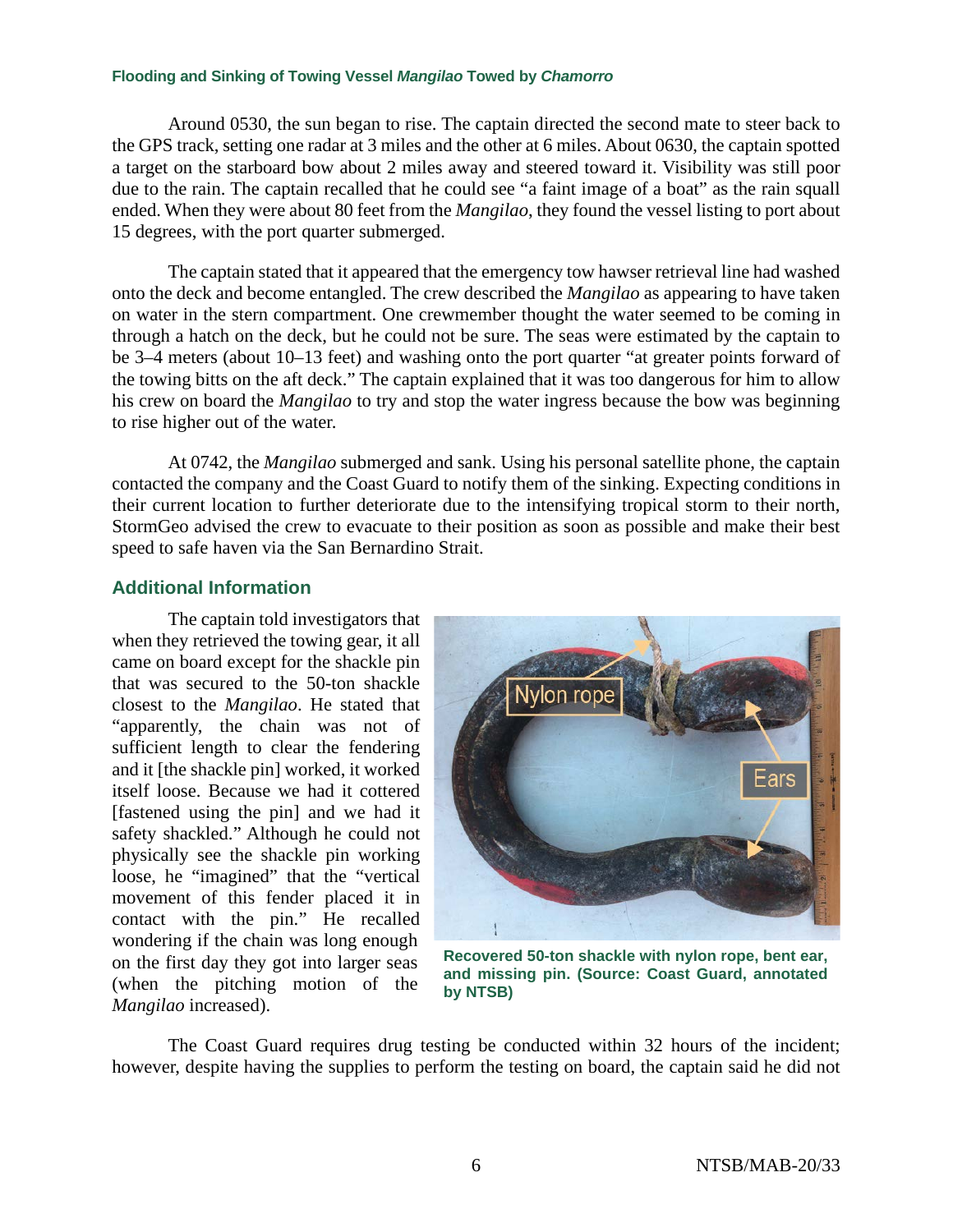Around 0530, the sun began to rise. The captain directed the second mate to steer back to the GPS track, setting one radar at 3 miles and the other at 6 miles. About 0630, the captain spotted a target on the starboard bow about 2 miles away and steered toward it. Visibility was still poor due to the rain. The captain recalled that he could see "a faint image of a boat" as the rain squall ended. When they were about 80 feet from the *Mangilao*, they found the vessel listing to port about 15 degrees, with the port quarter submerged.

The captain stated that it appeared that the emergency tow hawser retrieval line had washed onto the deck and become entangled. The crew described the *Mangilao* as appearing to have taken on water in the stern compartment. One crewmember thought the water seemed to be coming in through a hatch on the deck, but he could not be sure. The seas were estimated by the captain to be 3–4 meters (about 10–13 feet) and washing onto the port quarter "at greater points forward of the towing bitts on the aft deck." The captain explained that it was too dangerous for him to allow his crew on board the *Mangilao* to try and stop the water ingress because the bow was beginning to rise higher out of the water.

At 0742, the *Mangilao* submerged and sank. Using his personal satellite phone, the captain contacted the company and the Coast Guard to notify them of the sinking. Expecting conditions in their current location to further deteriorate due to the intensifying tropical storm to their north, StormGeo advised the crew to evacuate to their position as soon as possible and make their best speed to safe haven via the San Bernardino Strait.

## Additional Information

The captain told investigators that when they retrieved the towing gear, it all came on board except for the shackle pin that was secured to the 50-ton shackle closest to the *Mangilao*. He stated that "apparently, the chain was not of sufficient length to clear the fendering and it [the shackle pin] worked, it worked itself loose. Because we had it cottered [fastened using the pin] and we had it safety shackled." Although he could not physically see the shackle pin working loose, he "imagined" that the "vertical movement of this fender placed it in contact with the pin." He recalled wondering if the chain was long enough on the first day they got into larger seas (when the pitching motion of the *Mangilao* increased).

**Recovered 50-ton shackle with nylon rope, bent ear, and missing pin. (Source: Coast Guard, annotated by NTSB)**

The Coast Guard requires drug testing be conducted within 32 hours of the incident; however, despite having the supplies to perform the testing on board, the captain said he did not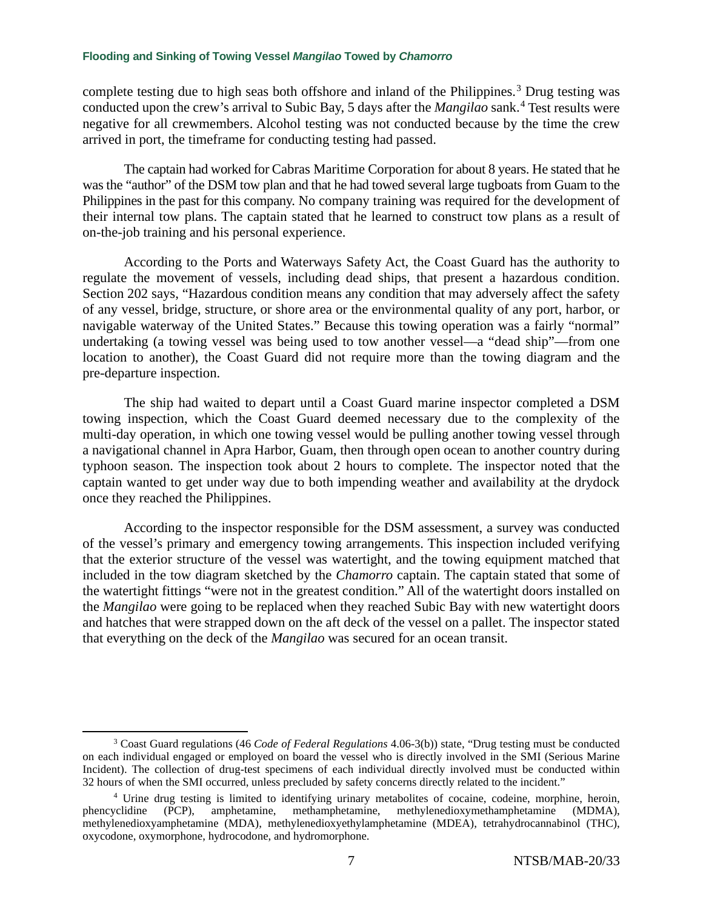complete testing due to high seas both offshore and inland of the Philippines.[3] Drug testing was conducted upon the crew's arrival to Subic Bay, 5 days after the *Mangilao* sank.[4] Test results were negative for all crewmembers. Alcohol testing was not conducted because by the time the crew arrived in port, the timeframe for conducting testing had passed.

The captain had worked for Cabras Maritime Corporation for about 8 years. He stated that he was the "author" of the DSM tow plan and that he had towed several large tugboats from Guam to the Philippines in the past for this company. No company training was required for the development of their internal tow plans. The captain stated that he learned to construct tow plans as a result of on-the-job training and his personal experience.

According to the Ports and Waterways Safety Act, the Coast Guard has the authority to regulate the movement of vessels, including dead ships, that present a hazardous condition. Section 202 says, "Hazardous condition means any condition that may adversely affect the safety of any vessel, bridge, structure, or shore area or the environmental quality of any port, harbor, or navigable waterway of the United States." Because this towing operation was a fairly "normal" undertaking (a towing vessel was being used to tow another vessel—a "dead ship"—from one location to another), the Coast Guard did not require more than the towing diagram and the pre-departure inspection.

The ship had waited to depart until a Coast Guard marine inspector completed a DSM towing inspection, which the Coast Guard deemed necessary due to the complexity of the multi-day operation, in which one towing vessel would be pulling another towing vessel through a navigational channel in Apra Harbor, Guam, then through open ocean to another country during typhoon season. The inspection took about 2 hours to complete. The inspector noted that the captain wanted to get under way due to both impending weather and availability at the drydock once they reached the Philippines.

According to the inspector responsible for the DSM assessment, a survey was conducted of the vessel's primary and emergency towing arrangements. This inspection included verifying that the exterior structure of the vessel was watertight, and the towing equipment matched that included in the tow diagram sketched by the *Chamorro* captain. The captain stated that some of the watertight fittings "were not in the greatest condition." All of the watertight doors installed on the *Mangilao* were going to be replaced when they reached Subic Bay with new watertight doors and hatches that were strapped down on the aft deck of the vessel on a pallet. The inspector stated that everything on the deck of the *Mangilao* was secured for an ocean transit.

---

[3] Coast Guard regulations (46 *Code of Federal Regulations* 4.06-3(b)) state, "Drug testing must be conducted on each individual engaged or employed on board the vessel who is directly involved in the SMI (Serious Marine Incident). The collection of drug-test specimens of each individual directly involved must be conducted within 32 hours of when the SMI occurred, unless precluded by safety concerns directly related to the incident."

[4] Urine drug testing is limited to identifying urinary metabolites of cocaine, codeine, morphine, heroin, phencyclidine (PCP), amphetamine, methamphetamine, methylenedioxymethamphetamine (MDMA), methylenedioxyamphetamine (MDA), methylenedioxyethylamphetamine (MDEA), tetrahydrocannabinol (THC), oxycodone, oxymorphone, hydrocodone, and hydromorphone.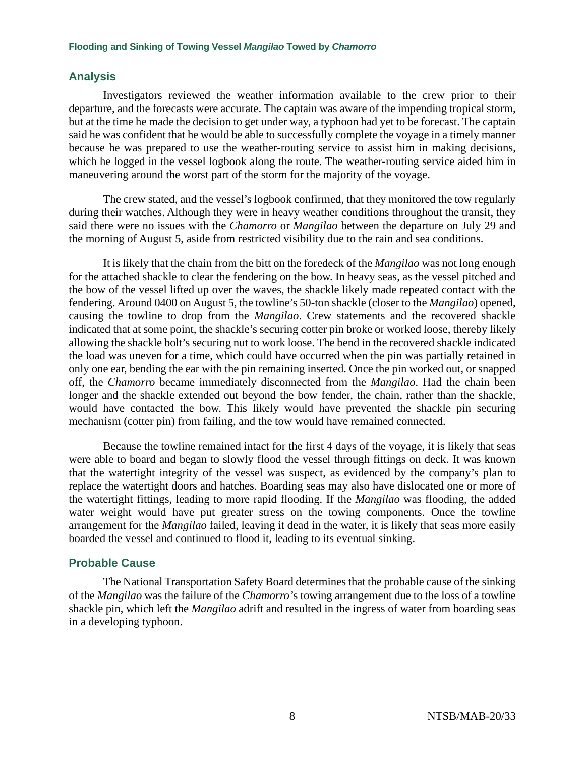## Analysis

Investigators reviewed the weather information available to the crew prior to their departure, and the forecasts were accurate. The captain was aware of the impending tropical storm, but at the time he made the decision to get under way, a typhoon had yet to be forecast. The captain said he was confident that he would be able to successfully complete the voyage in a timely manner because he was prepared to use the weather-routing service to assist him in making decisions, which he logged in the vessel logbook along the route. The weather-routing service aided him in maneuvering around the worst part of the storm for the majority of the voyage.

The crew stated, and the vessel's logbook confirmed, that they monitored the tow regularly during their watches. Although they were in heavy weather conditions throughout the transit, they said there were no issues with the *Chamorro* or *Mangilao* between the departure on July 29 and the morning of August 5, aside from restricted visibility due to the rain and sea conditions.

It is likely that the chain from the bitt on the foredeck of the *Mangilao* was not long enough for the attached shackle to clear the fendering on the bow. In heavy seas, as the vessel pitched and the bow of the vessel lifted up over the waves, the shackle likely made repeated contact with the fendering. Around 0400 on August 5, the towline's 50-ton shackle (closer to the *Mangilao*) opened, causing the towline to drop from the *Mangilao*. Crew statements and the recovered shackle indicated that at some point, the shackle's securing cotter pin broke or worked loose, thereby likely allowing the shackle bolt's securing nut to work loose. The bend in the recovered shackle indicated the load was uneven for a time, which could have occurred when the pin was partially retained in only one ear, bending the ear with the pin remaining inserted. Once the pin worked out, or snapped off, the *Chamorro* became immediately disconnected from the *Mangilao*. Had the chain been longer and the shackle extended out beyond the bow fender, the chain, rather than the shackle, would have contacted the bow. This likely would have prevented the shackle pin securing mechanism (cotter pin) from failing, and the tow would have remained connected.

Because the towline remained intact for the first 4 days of the voyage, it is likely that seas were able to board and began to slowly flood the vessel through fittings on deck. It was known that the watertight integrity of the vessel was suspect, as evidenced by the company's plan to replace the watertight doors and hatches. Boarding seas may also have dislocated one or more of the watertight fittings, leading to more rapid flooding. If the *Mangilao* was flooding, the added water weight would have put greater stress on the towing components. Once the towline arrangement for the *Mangilao* failed, leaving it dead in the water, it is likely that seas more easily boarded the vessel and continued to flood it, leading to its eventual sinking.

## Probable Cause

The National Transportation Safety Board determines that the probable cause of the sinking of the *Mangilao* was the failure of the *Chamorro*'s towing arrangement due to the loss of a towline shackle pin, which left the *Mangilao* adrift and resulted in the ingress of water from boarding seas in a developing typhoon.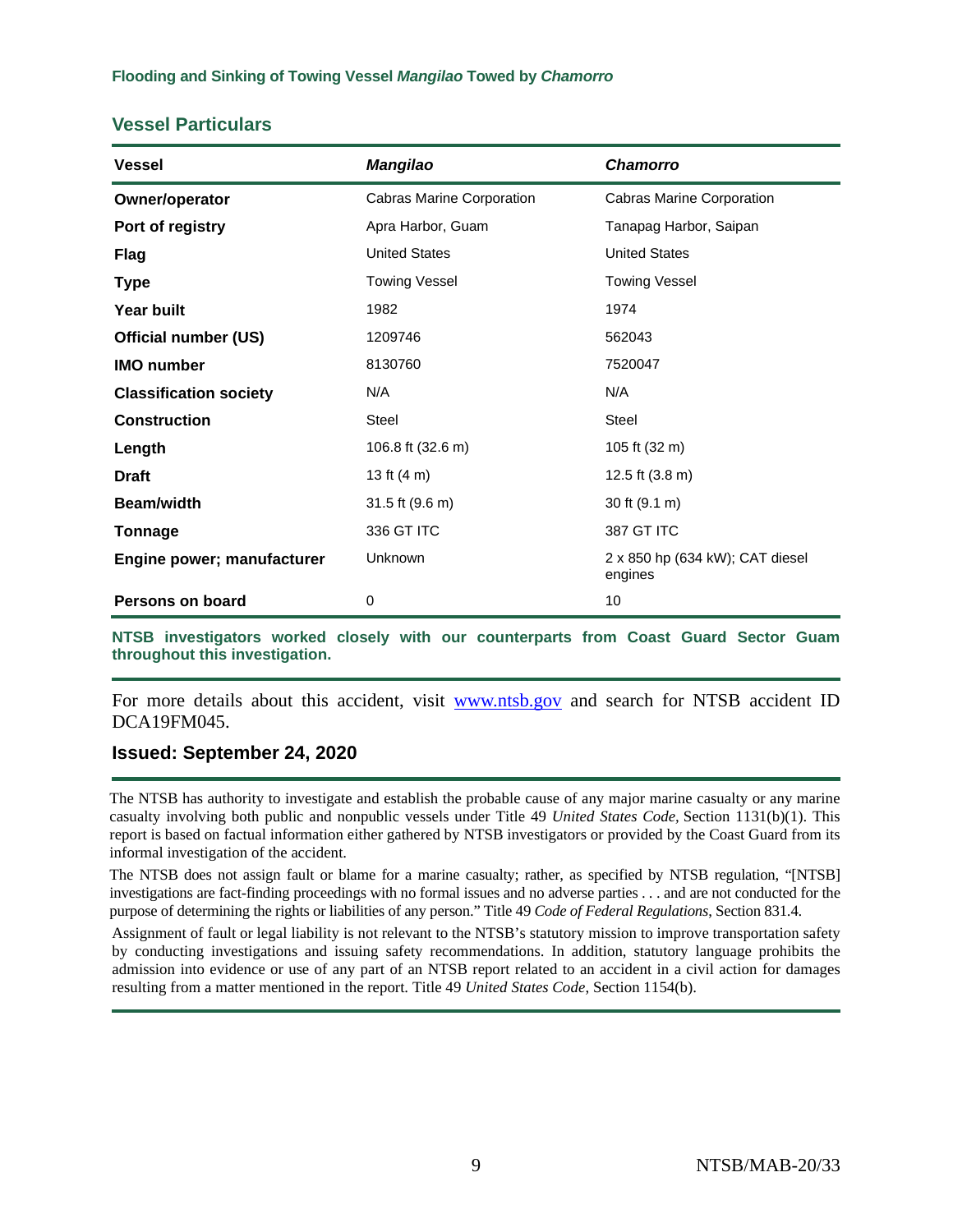## Vessel Particulars

| Vessel | *Mangilao* | *Chamorro* |
|---|---|---|
| **Owner/operator** | Cabras Marine Corporation | Cabras Marine Corporation |
| **Port of registry** | Apra Harbor, Guam | Tanapag Harbor, Saipan |
| **Flag** | United States | United States |
| **Type** | Towing Vessel | Towing Vessel |
| **Year built** | 1982 | 1974 |
| **Official number (US)** | 1209746 | 562043 |
| **IMO number** | 8130760 | 7520047 |
| **Classification society** | N/A | N/A |
| **Construction** | Steel | Steel |
| **Length** | 106.8 ft (32.6 m) | 105 ft (32 m) |
| **Draft** | 13 ft (4 m) | 12.5 ft (3.8 m) |
| **Beam/width** | 31.5 ft (9.6 m) | 30 ft (9.1 m) |
| **Tonnage** | 336 GT ITC | 387 GT ITC |
| **Engine power; manufacturer** | Unknown | 2 x 850 hp (634 kW); CAT diesel engines |
| **Persons on board** | 0 | 10 |

**NTSB investigators worked closely with our counterparts from Coast Guard Sector Guam throughout this investigation.**

For more details about this accident, visit www.ntsb.gov and search for NTSB accident ID DCA19FM045.

### Issued: September 24, 2020

The NTSB has authority to investigate and establish the probable cause of any major marine casualty or any marine casualty involving both public and nonpublic vessels under Title 49 *United States Code*, Section 1131(b)(1). This report is based on factual information either gathered by NTSB investigators or provided by the Coast Guard from its informal investigation of the accident.

The NTSB does not assign fault or blame for a marine casualty; rather, as specified by NTSB regulation, "[NTSB] investigations are fact-finding proceedings with no formal issues and no adverse parties . . . and are not conducted for the purpose of determining the rights or liabilities of any person." Title 49 *Code of Federal Regulations*, Section 831.4.

Assignment of fault or legal liability is not relevant to the NTSB's statutory mission to improve transportation safety by conducting investigations and issuing safety recommendations. In addition, statutory language prohibits the admission into evidence or use of any part of an NTSB report related to an accident in a civil action for damages resulting from a matter mentioned in the report. Title 49 *United States Code*, Section 1154(b).